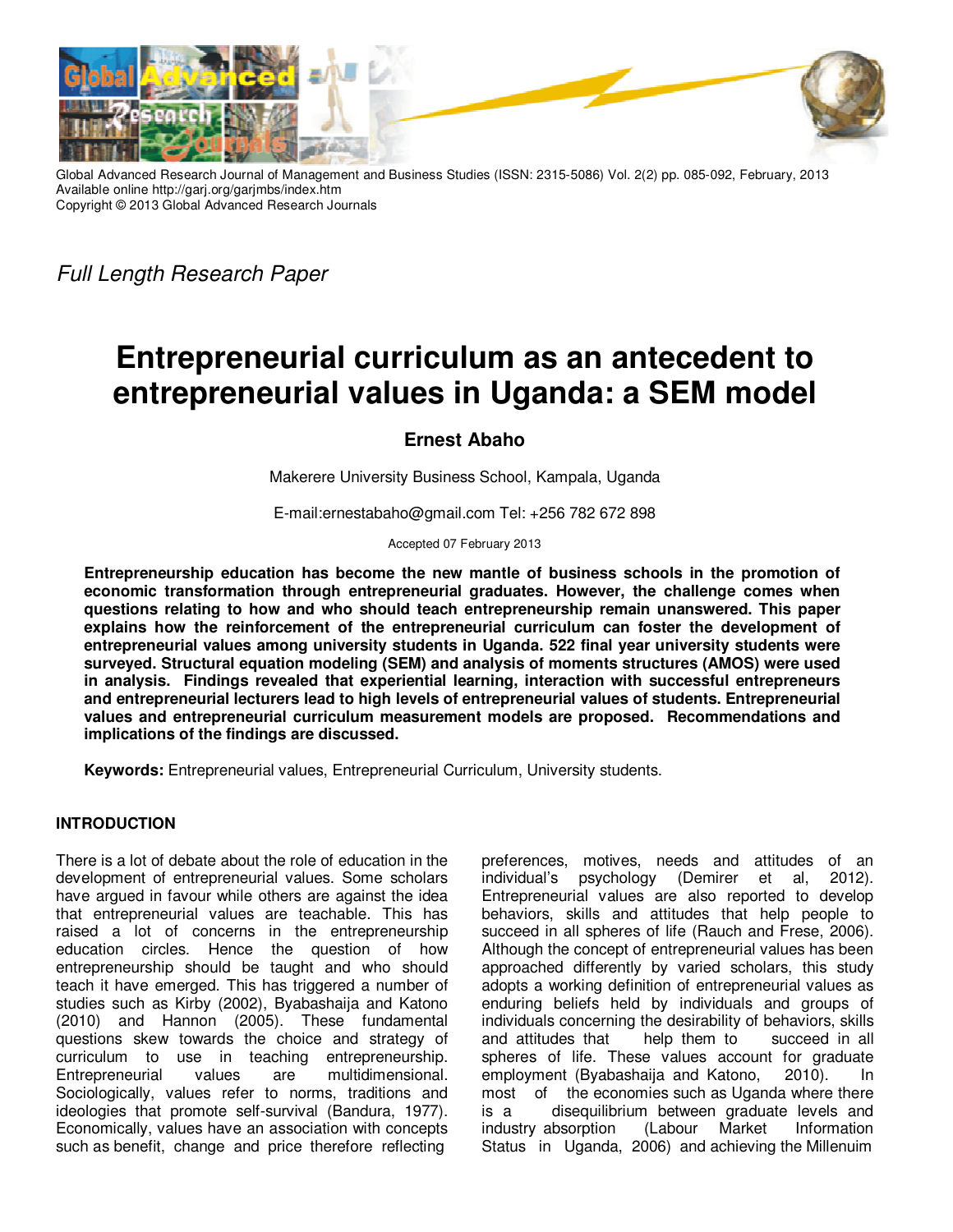Global Advanced Research Journal of Management and Business Studies (ISSN: 2315-5086) Vol. 2(2) pp. 085-092, February, 2013
Available online http://garj.org/garjmbs/index.htm
Copyright © 2013 Global Advanced Research Journals

*Full Length Research Paper*

# Entrepreneurial curriculum as an antecedent to entrepreneurial values in Uganda: a SEM model

**Ernest Abaho**

Makerere University Business School, Kampala, Uganda

E-mail:ernestabaho@gmail.com Tel: +256 782 672 898

Accepted 07 February 2013

**Entrepreneurship education has become the new mantle of business schools in the promotion of economic transformation through entrepreneurial graduates. However, the challenge comes when questions relating to how and who should teach entrepreneurship remain unanswered. This paper explains how the reinforcement of the entrepreneurial curriculum can foster the development of entrepreneurial values among university students in Uganda. 522 final year university students were surveyed. Structural equation modeling (SEM) and analysis of moments structures (AMOS) were used in analysis. Findings revealed that experiential learning, interaction with successful entrepreneurs and entrepreneurial lecturers lead to high levels of entrepreneurial values of students. Entrepreneurial values and entrepreneurial curriculum measurement models are proposed. Recommendations and implications of the findings are discussed.**

**Keywords:** Entrepreneurial values, Entrepreneurial Curriculum, University students.

## INTRODUCTION

There is a lot of debate about the role of education in the development of entrepreneurial values. Some scholars have argued in favour while others are against the idea that entrepreneurial values are teachable. This has raised a lot of concerns in the entrepreneurship education circles. Hence the question of how entrepreneurship should be taught and who should teach it have emerged. This has triggered a number of studies such as Kirby (2002), Byabashaija and Katono (2010) and Hannon (2005). These fundamental questions skew towards the choice and strategy of curriculum to use in teaching entrepreneurship. Entrepreneurial values are multidimensional. Sociologically, values refer to norms, traditions and ideologies that promote self-survival (Bandura, 1977). Economically, values have an association with concepts such as benefit, change and price therefore reflecting preferences, motives, needs and attitudes of an individual's psychology (Demirer et al, 2012). Entrepreneurial values are also reported to develop behaviors, skills and attitudes that help people to succeed in all spheres of life (Rauch and Frese, 2006). Although the concept of entrepreneurial values has been approached differently by varied scholars, this study adopts a working definition of entrepreneurial values as enduring beliefs held by individuals and groups of individuals concerning the desirability of behaviors, skills and attitudes that help them to succeed in all spheres of life. These values account for graduate employment (Byabashaija and Katono, 2010). In most of the economies such as Uganda where there is a disequilibrium between graduate levels and industry absorption (Labour Market Information Status in Uganda, 2006) and achieving the Millenuim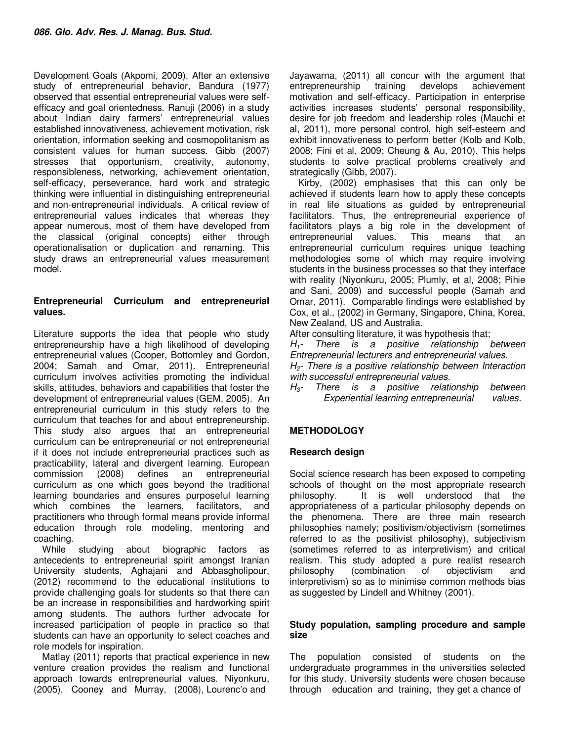Development Goals (Akpomi, 2009). After an extensive study of entrepreneurial behavior, Bandura (1977) observed that essential entrepreneurial values were self-efficacy and goal orientedness. Ranuji (2006) in a study about Indian dairy farmers' entrepreneurial values established innovativeness, achievement motivation, risk orientation, information seeking and cosmopolitanism as consistent values for human success. Gibb (2007) stresses that opportunism, creativity, autonomy, responsibleness, networking, achievement orientation, self-efficacy, perseverance, hard work and strategic thinking were influential in distinguishing entrepreneurial and non-entrepreneurial individuals. A critical review of entrepreneurial values indicates that whereas they appear numerous, most of them have developed from the classical (original concepts) either through operationalisation or duplication and renaming. This study draws an entrepreneurial values measurement model.

### Entrepreneurial Curriculum and entrepreneurial values.

Literature supports the idea that people who study entrepreneurship have a high likelihood of developing entrepreneurial values (Cooper, Bottomley and Gordon, 2004; Samah and Omar, 2011). Entrepreneurial curriculum involves activities promoting the individual skills, attitudes, behaviors and capabilities that foster the development of entrepreneurial values (GEM, 2005). An entrepreneurial curriculum in this study refers to the curriculum that teaches for and about entrepreneurship. This study also argues that an entrepreneurial curriculum can be entrepreneurial or not entrepreneurial if it does not include entrepreneurial practices such as practicability, lateral and divergent learning. European commission (2008) defines an entrepreneurial curriculum as one which goes beyond the traditional learning boundaries and ensures purposeful learning which combines the learners, facilitators, and practitioners who through formal means provide informal education through role modeling, mentoring and coaching.

While studying about biographic factors as antecedents to entrepreneurial spirit amongst Iranian University students, Aghajani and Abbasgholipour, (2012) recommend to the educational institutions to provide challenging goals for students so that there can be an increase in responsibilities and hardworking spirit among students. The authors further advocate for increased participation of people in practice so that students can have an opportunity to select coaches and role models for inspiration.

Matlay (2011) reports that practical experience in new venture creation provides the realism and functional approach towards entrepreneurial values. Niyonkuru, (2005), Cooney and Murray, (2008), Lourenc'o and Jayawarna, (2011) all concur with the argument that entrepreneurship training develops achievement motivation and self-efficacy. Participation in enterprise activities increases students' personal responsibility, desire for job freedom and leadership roles (Mauchi et al, 2011), more personal control, high self-esteem and exhibit innovativeness to perform better (Kolb and Kolb, 2008; Fini et al, 2009; Cheung & Au, 2010). This helps students to solve practical problems creatively and strategically (Gibb, 2007).

Kirby, (2002) emphasises that this can only be achieved if students learn how to apply these concepts in real life situations as guided by entrepreneurial facilitators. Thus, the entrepreneurial experience of facilitators plays a big role in the development of entrepreneurial values. This means that an entrepreneurial curriculum requires unique teaching methodologies some of which may require involving students in the business processes so that they interface with reality (Niyonkuru, 2005; Plumly, et al, 2008; Pihie and Sani, 2009) and successful people (Samah and Omar, 2011). Comparable findings were established by Cox, et al., (2002) in Germany, Singapore, China, Korea, New Zealand, US and Australia.

After consulting literature, it was hypothesis that;

*$H_1$- There is a positive relationship between Entrepreneurial lecturers and entrepreneurial values.*

*$H_2$- There is a positive relationship between Interaction with successful entrepreneurial values.*

*$H_3$- There is a positive relationship between Experiential learning entrepreneurial values.*

## METHODOLOGY

### Research design

Social science research has been exposed to competing schools of thought on the most appropriate research philosophy. It is well understood that the appropriateness of a particular philosophy depends on the phenomena. There are three main research philosophies namely; positivism/objectivism (sometimes referred to as the positivist philosophy), subjectivism (sometimes referred to as interpretivism) and critical realism. This study adopted a pure realist research philosophy (combination of objectivism and interpretivism) so as to minimise common methods bias as suggested by Lindell and Whitney (2001).

### Study population, sampling procedure and sample size

The population consisted of students on the undergraduate programmes in the universities selected for this study. University students were chosen because through education and training, they get a chance of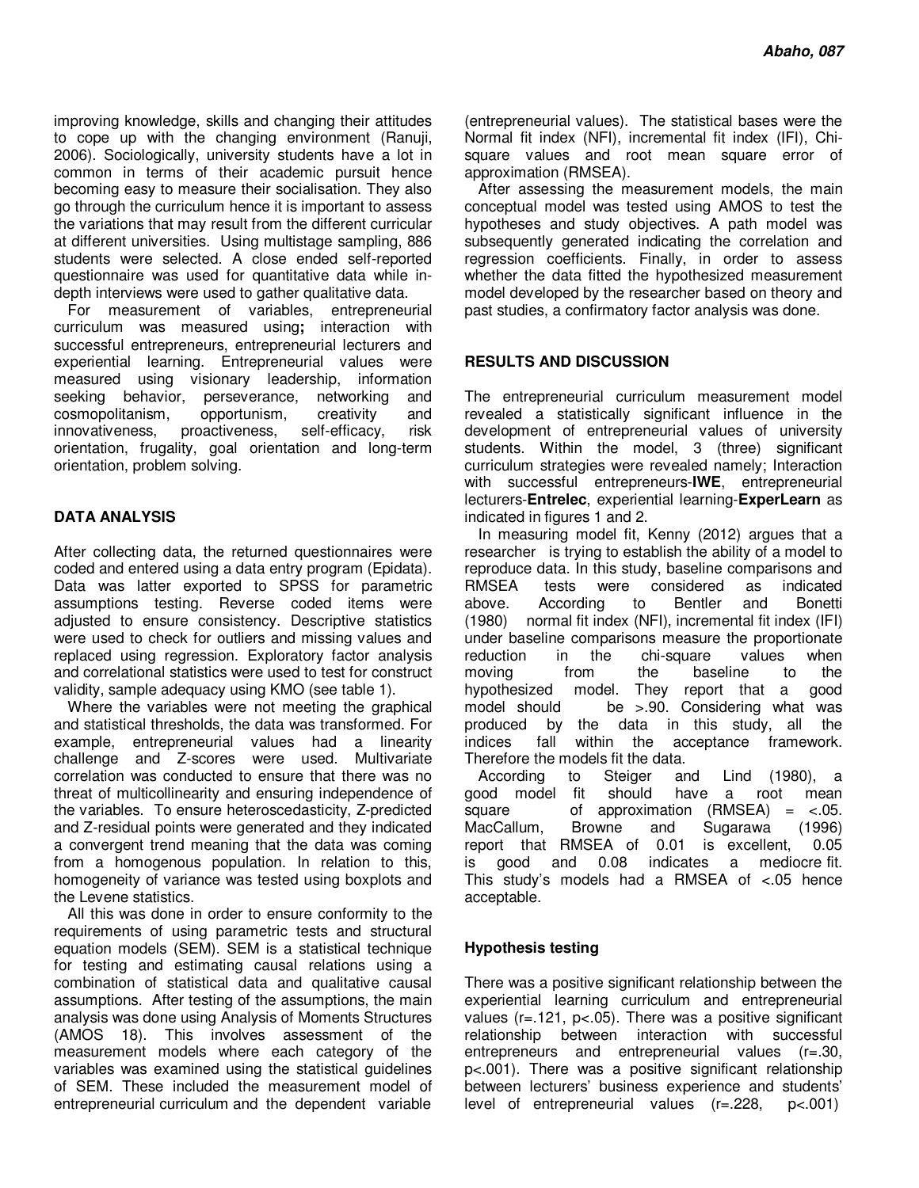improving knowledge, skills and changing their attitudes to cope up with the changing environment (Ranuji, 2006). Sociologically, university students have a lot in common in terms of their academic pursuit hence becoming easy to measure their socialisation. They also go through the curriculum hence it is important to assess the variations that may result from the different curricular at different universities. Using multistage sampling, 886 students were selected. A close ended self-reported questionnaire was used for quantitative data while in-depth interviews were used to gather qualitative data.

For measurement of variables, entrepreneurial curriculum was measured using**;** interaction with successful entrepreneurs, entrepreneurial lecturers and experiential learning. Entrepreneurial values were measured using visionary leadership, information seeking behavior, perseverance, networking and cosmopolitanism, opportunism, creativity and innovativeness, proactiveness, self-efficacy, risk orientation, frugality, goal orientation and long-term orientation, problem solving.

## DATA ANALYSIS

After collecting data, the returned questionnaires were coded and entered using a data entry program (Epidata). Data was latter exported to SPSS for parametric assumptions testing. Reverse coded items were adjusted to ensure consistency. Descriptive statistics were used to check for outliers and missing values and replaced using regression. Exploratory factor analysis and correlational statistics were used to test for construct validity, sample adequacy using KMO (see table 1).

Where the variables were not meeting the graphical and statistical thresholds, the data was transformed. For example, entrepreneurial values had a linearity challenge and Z-scores were used. Multivariate correlation was conducted to ensure that there was no threat of multicollinearity and ensuring independence of the variables. To ensure heteroscedasticity, Z-predicted and Z-residual points were generated and they indicated a convergent trend meaning that the data was coming from a homogenous population. In relation to this, homogeneity of variance was tested using boxplots and the Levene statistics.

All this was done in order to ensure conformity to the requirements of using parametric tests and structural equation models (SEM). SEM is a statistical technique for testing and estimating causal relations using a combination of statistical data and qualitative causal assumptions. After testing of the assumptions, the main analysis was done using Analysis of Moments Structures (AMOS 18). This involves assessment of the measurement models where each category of the variables was examined using the statistical guidelines of SEM. These included the measurement model of entrepreneurial curriculum and the dependent variable (entrepreneurial values). The statistical bases were the Normal fit index (NFI), incremental fit index (IFI), Chi-square values and root mean square error of approximation (RMSEA).

After assessing the measurement models, the main conceptual model was tested using AMOS to test the hypotheses and study objectives. A path model was subsequently generated indicating the correlation and regression coefficients. Finally, in order to assess whether the data fitted the hypothesized measurement model developed by the researcher based on theory and past studies, a confirmatory factor analysis was done.

## RESULTS AND DISCUSSION

The entrepreneurial curriculum measurement model revealed a statistically significant influence in the development of entrepreneurial values of university students. Within the model, 3 (three) significant curriculum strategies were revealed namely; Interaction with successful entrepreneurs-**IWE**, entrepreneurial lecturers-**Entrelec**, experiential learning-**ExperLearn** as indicated in figures 1 and 2.

In measuring model fit, Kenny (2012) argues that a researcher is trying to establish the ability of a model to reproduce data. In this study, baseline comparisons and RMSEA tests were considered as indicated above. According to Bentler and Bonetti (1980) normal fit index (NFI), incremental fit index (IFI) under baseline comparisons measure the proportionate reduction in the chi-square values when moving from the baseline to the hypothesized model. They report that a good model should be >.90. Considering what was produced by the data in this study, all the indices fall within the acceptance framework. Therefore the models fit the data.

According to Steiger and Lind (1980), a good model fit should have a root mean square of approximation (RMSEA) = <.05. MacCallum, Browne and Sugarawa (1996) report that RMSEA of 0.01 is excellent, 0.05 is good and 0.08 indicates a mediocre fit. This study's models had a RMSEA of <.05 hence acceptable.

### Hypothesis testing

There was a positive significant relationship between the experiential learning curriculum and entrepreneurial values ($r=.121$, $p<.05$). There was a positive significant relationship between interaction with successful entrepreneurs and entrepreneurial values ($r=.30$, $p<.001$). There was a positive significant relationship between lecturers' business experience and students' level of entrepreneurial values ($r=.228$, $p<.001$)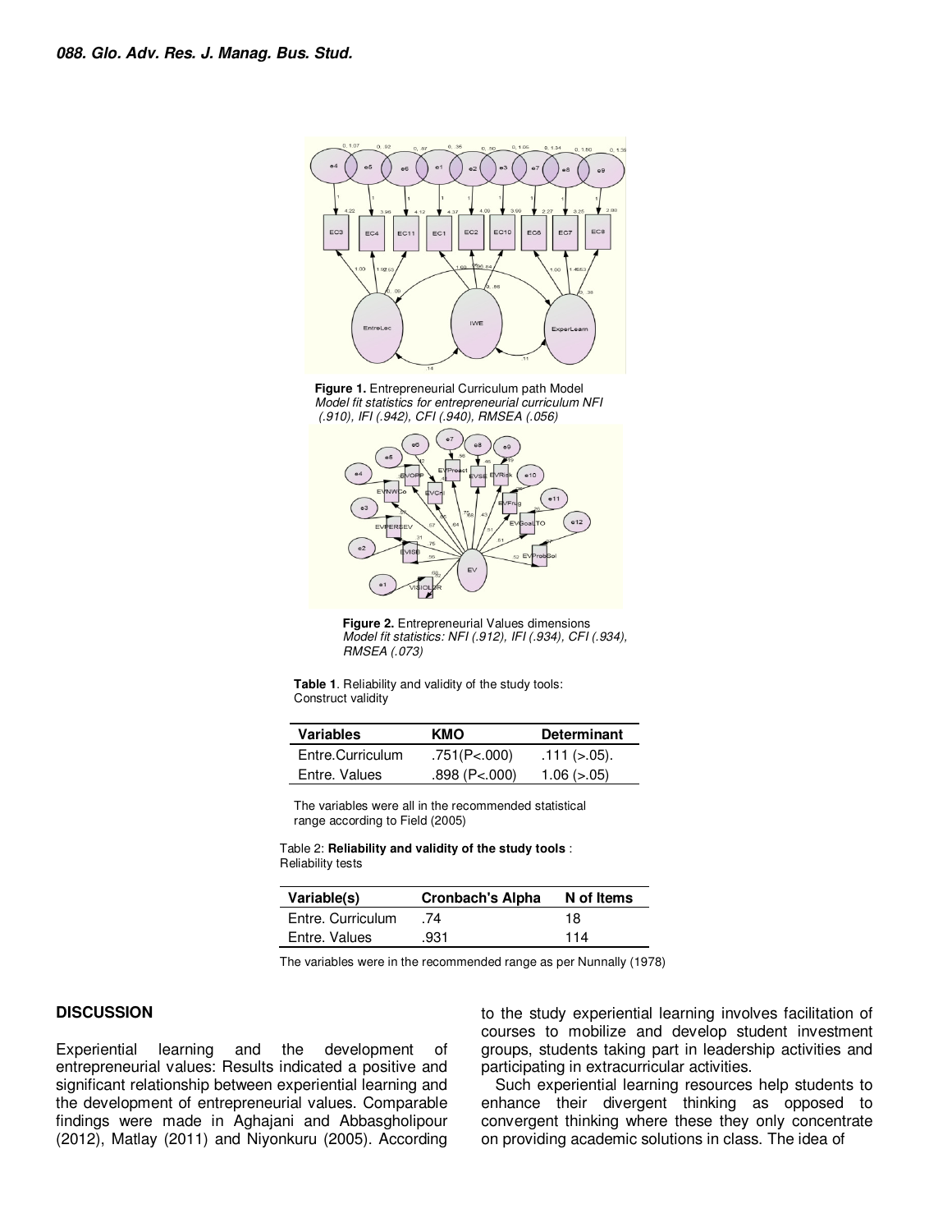**Figure 1.** Entrepreneurial Curriculum path Model
*Model fit statistics for entrepreneurial curriculum NFI (.910), IFI (.942), CFI (.940), RMSEA (.056)*

**Figure 2.** Entrepreneurial Values dimensions
*Model fit statistics: NFI (.912), IFI (.934), CFI (.934), RMSEA (.073)*

**Table 1**. Reliability and validity of the study tools: Construct validity

| Variables | KMO | Determinant |
|---|---|---|
| Entre.Curriculum | .751(P<.000) | .111 (>.05). |
| Entre. Values | .898 (P<.000) | 1.06 (>.05) |

The variables were all in the recommended statistical range according to Field (2005)

Table 2: **Reliability and validity of the study tools** : Reliability tests

| Variable(s) | Cronbach's Alpha | N of Items |
|---|---|---|
| Entre. Curriculum | .74 | 18 |
| Entre. Values | .931 | 114 |

The variables were in the recommended range as per Nunnally (1978)

## DISCUSSION

Experiential learning and the development of entrepreneurial values: Results indicated a positive and significant relationship between experiential learning and the development of entrepreneurial values. Comparable findings were made in Aghajani and Abbasgholipour (2012), Matlay (2011) and Niyonkuru (2005). According to the study experiential learning involves facilitation of courses to mobilize and develop student investment groups, students taking part in leadership activities and participating in extracurricular activities.

Such experiential learning resources help students to enhance their divergent thinking as opposed to convergent thinking where these they only concentrate on providing academic solutions in class. The idea of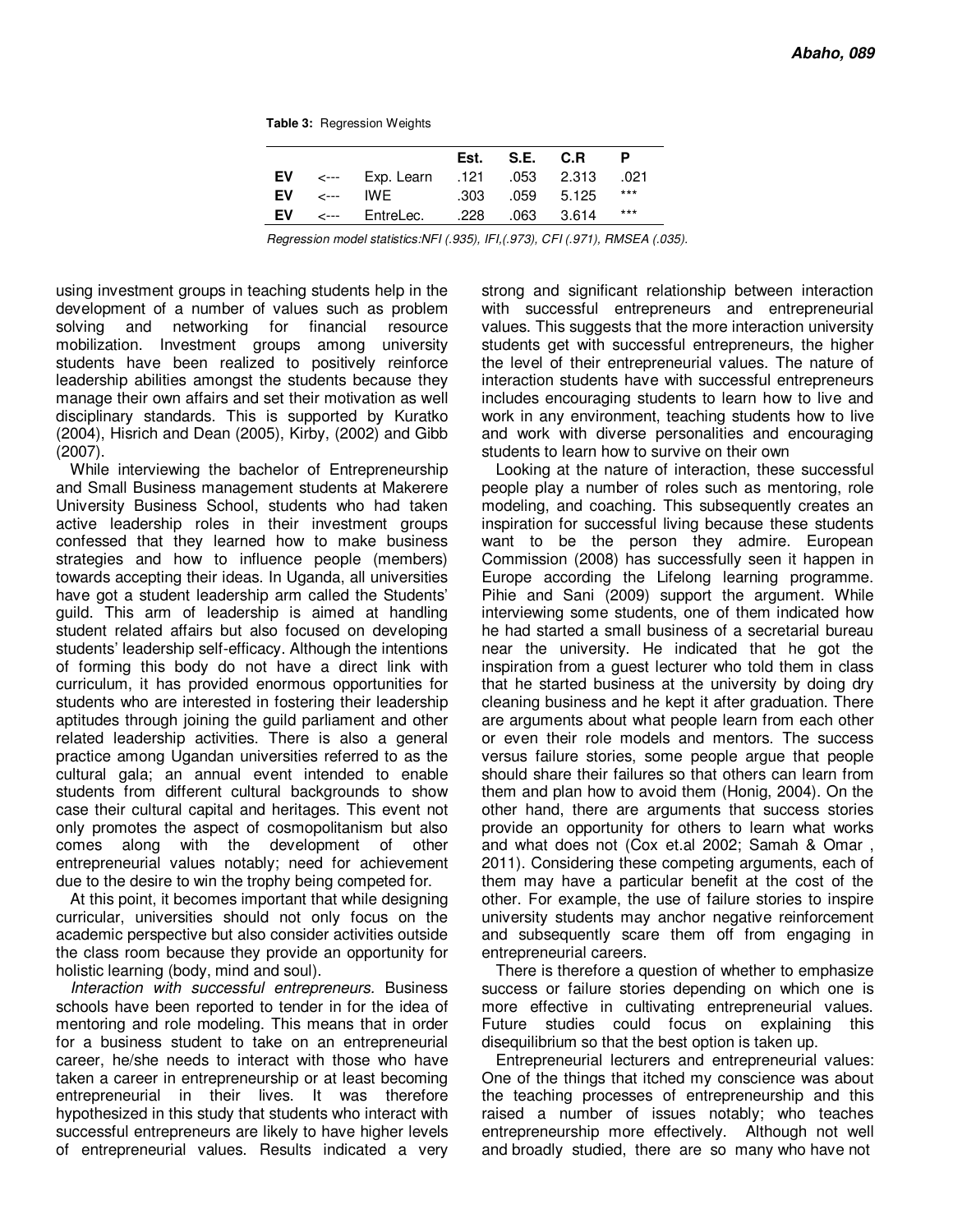**Table 3:** Regression Weights

| | | | Est. | S.E. | C.R | P |
|---|---|---|---|---|---|---|
| **EV** | <--- | Exp. Learn | .121 | .053 | 2.313 | .021 |
| **EV** | <--- | IWE | .303 | .059 | 5.125 | *** |
| **EV** | <--- | EntreLec. | .228 | .063 | 3.614 | *** |

*Regression model statistics:NFI (.935), IFI,(.973), CFI (.971), RMSEA (.035).*

using investment groups in teaching students help in the development of a number of values such as problem solving and networking for financial resource mobilization. Investment groups among university students have been realized to positively reinforce leadership abilities amongst the students because they manage their own affairs and set their motivation as well disciplinary standards. This is supported by Kuratko (2004), Hisrich and Dean (2005), Kirby, (2002) and Gibb (2007).

While interviewing the bachelor of Entrepreneurship and Small Business management students at Makerere University Business School, students who had taken active leadership roles in their investment groups confessed that they learned how to make business strategies and how to influence people (members) towards accepting their ideas. In Uganda, all universities have got a student leadership arm called the Students' guild. This arm of leadership is aimed at handling student related affairs but also focused on developing students' leadership self-efficacy. Although the intentions of forming this body do not have a direct link with curriculum, it has provided enormous opportunities for students who are interested in fostering their leadership aptitudes through joining the guild parliament and other related leadership activities. There is also a general practice among Ugandan universities referred to as the cultural gala; an annual event intended to enable students from different cultural backgrounds to show case their cultural capital and heritages. This event not only promotes the aspect of cosmopolitanism but also comes along with the development of other entrepreneurial values notably; need for achievement due to the desire to win the trophy being competed for.

At this point, it becomes important that while designing curricular, universities should not only focus on the academic perspective but also consider activities outside the class room because they provide an opportunity for holistic learning (body, mind and soul).

*Interaction with successful entrepreneurs.* Business schools have been reported to tender in for the idea of mentoring and role modeling. This means that in order for a business student to take on an entrepreneurial career, he/she needs to interact with those who have taken a career in entrepreneurship or at least becoming entrepreneurial in their lives. It was therefore hypothesized in this study that students who interact with successful entrepreneurs are likely to have higher levels of entrepreneurial values. Results indicated a very strong and significant relationship between interaction with successful entrepreneurs and entrepreneurial values. This suggests that the more interaction university students get with successful entrepreneurs, the higher the level of their entrepreneurial values. The nature of interaction students have with successful entrepreneurs includes encouraging students to learn how to live and work in any environment, teaching students how to live and work with diverse personalities and encouraging students to learn how to survive on their own

Looking at the nature of interaction, these successful people play a number of roles such as mentoring, role modeling, and coaching. This subsequently creates an inspiration for successful living because these students want to be the person they admire. European Commission (2008) has successfully seen it happen in Europe according the Lifelong learning programme. Pihie and Sani (2009) support the argument. While interviewing some students, one of them indicated how he had started a small business of a secretarial bureau near the university. He indicated that he got the inspiration from a guest lecturer who told them in class that he started business at the university by doing dry cleaning business and he kept it after graduation. There are arguments about what people learn from each other or even their role models and mentors. The success versus failure stories, some people argue that people should share their failures so that others can learn from them and plan how to avoid them (Honig, 2004). On the other hand, there are arguments that success stories provide an opportunity for others to learn what works and what does not (Cox et.al 2002; Samah & Omar , 2011). Considering these competing arguments, each of them may have a particular benefit at the cost of the other. For example, the use of failure stories to inspire university students may anchor negative reinforcement and subsequently scare them off from engaging in entrepreneurial careers.

There is therefore a question of whether to emphasize success or failure stories depending on which one is more effective in cultivating entrepreneurial values. Future studies could focus on explaining this disequilibrium so that the best option is taken up.

Entrepreneurial lecturers and entrepreneurial values: One of the things that itched my conscience was about the teaching processes of entrepreneurship and this raised a number of issues notably; who teaches entrepreneurship more effectively. Although not well and broadly studied, there are so many who have not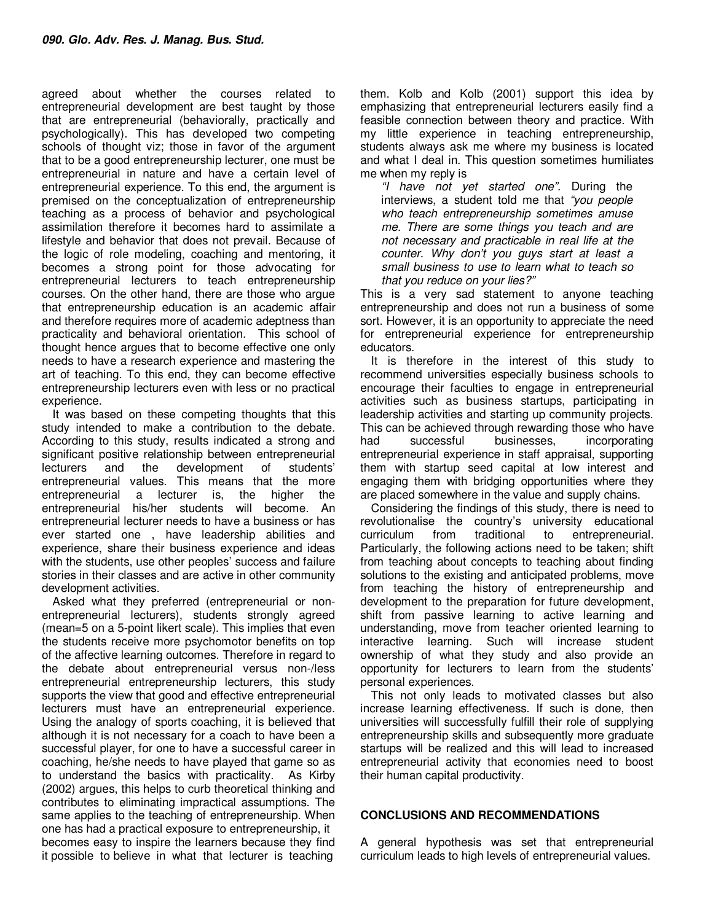agreed about whether the courses related to entrepreneurial development are best taught by those that are entrepreneurial (behaviorally, practically and psychologically). This has developed two competing schools of thought viz; those in favor of the argument that to be a good entrepreneurship lecturer, one must be entrepreneurial in nature and have a certain level of entrepreneurial experience. To this end, the argument is premised on the conceptualization of entrepreneurship teaching as a process of behavior and psychological assimilation therefore it becomes hard to assimilate a lifestyle and behavior that does not prevail. Because of the logic of role modeling, coaching and mentoring, it becomes a strong point for those advocating for entrepreneurial lecturers to teach entrepreneurship courses. On the other hand, there are those who argue that entrepreneurship education is an academic affair and therefore requires more of academic adeptness than practicality and behavioral orientation. This school of thought hence argues that to become effective one only needs to have a research experience and mastering the art of teaching. To this end, they can become effective entrepreneurship lecturers even with less or no practical experience.

It was based on these competing thoughts that this study intended to make a contribution to the debate. According to this study, results indicated a strong and significant positive relationship between entrepreneurial lecturers and the development of students' entrepreneurial values. This means that the more entrepreneurial a lecturer is, the higher the entrepreneurial his/her students will become. An entrepreneurial lecturer needs to have a business or has ever started one , have leadership abilities and experience, share their business experience and ideas with the students, use other peoples' success and failure stories in their classes and are active in other community development activities.

Asked what they preferred (entrepreneurial or non-entrepreneurial lecturers), students strongly agreed (mean=5 on a 5-point likert scale). This implies that even the students receive more psychomotor benefits on top of the affective learning outcomes. Therefore in regard to the debate about entrepreneurial versus non-/less entrepreneurial entrepreneurship lecturers, this study supports the view that good and effective entrepreneurial lecturers must have an entrepreneurial experience. Using the analogy of sports coaching, it is believed that although it is not necessary for a coach to have been a successful player, for one to have a successful career in coaching, he/she needs to have played that game so as to understand the basics with practicality. As Kirby (2002) argues, this helps to curb theoretical thinking and contributes to eliminating impractical assumptions. The same applies to the teaching of entrepreneurship. When one has had a practical exposure to entrepreneurship, it becomes easy to inspire the learners because they find it possible to believe in what that lecturer is teaching them. Kolb and Kolb (2001) support this idea by emphasizing that entrepreneurial lecturers easily find a feasible connection between theory and practice. With my little experience in teaching entrepreneurship, students always ask me where my business is located and what I deal in. This question sometimes humiliates me when my reply is

> *"I have not yet started one"*. During the interviews, a student told me that *"you people who teach entrepreneurship sometimes amuse me. There are some things you teach and are not necessary and practicable in real life at the counter. Why don't you guys start at least a small business to use to learn what to teach so that you reduce on your lies?"*

This is a very sad statement to anyone teaching entrepreneurship and does not run a business of some sort. However, it is an opportunity to appreciate the need for entrepreneurial experience for entrepreneurship educators.

It is therefore in the interest of this study to recommend universities especially business schools to encourage their faculties to engage in entrepreneurial activities such as business startups, participating in leadership activities and starting up community projects. This can be achieved through rewarding those who have had successful businesses, incorporating entrepreneurial experience in staff appraisal, supporting them with startup seed capital at low interest and engaging them with bridging opportunities where they are placed somewhere in the value and supply chains.

Considering the findings of this study, there is need to revolutionalise the country's university educational curriculum from traditional to entrepreneurial. Particularly, the following actions need to be taken; shift from teaching about concepts to teaching about finding solutions to the existing and anticipated problems, move from teaching the history of entrepreneurship and development to the preparation for future development, shift from passive learning to active learning and understanding, move from teacher oriented learning to interactive learning. Such will increase student ownership of what they study and also provide an opportunity for lecturers to learn from the students' personal experiences.

This not only leads to motivated classes but also increase learning effectiveness. If such is done, then universities will successfully fulfill their role of supplying entrepreneurship skills and subsequently more graduate startups will be realized and this will lead to increased entrepreneurial activity that economies need to boost their human capital productivity.

## CONCLUSIONS AND RECOMMENDATIONS

A general hypothesis was set that entrepreneurial curriculum leads to high levels of entrepreneurial values.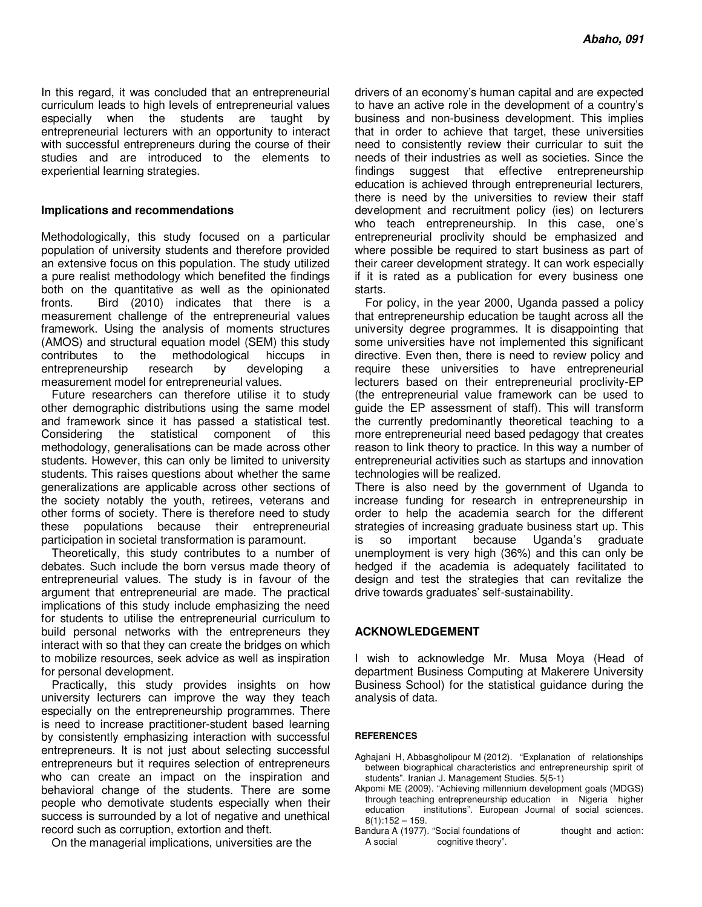In this regard, it was concluded that an entrepreneurial curriculum leads to high levels of entrepreneurial values especially when the students are taught by entrepreneurial lecturers with an opportunity to interact with successful entrepreneurs during the course of their studies and are introduced to the elements to experiential learning strategies.

## Implications and recommendations

Methodologically, this study focused on a particular population of university students and therefore provided an extensive focus on this population. The study utilized a pure realist methodology which benefited the findings both on the quantitative as well as the opinionated fronts. Bird (2010) indicates that there is a measurement challenge of the entrepreneurial values framework. Using the analysis of moments structures (AMOS) and structural equation model (SEM) this study contributes to the methodological hiccups in entrepreneurship research by developing a measurement model for entrepreneurial values.

Future researchers can therefore utilise it to study other demographic distributions using the same model and framework since it has passed a statistical test. Considering the statistical component of this methodology, generalisations can be made across other students. However, this can only be limited to university students. This raises questions about whether the same generalizations are applicable across other sections of the society notably the youth, retirees, veterans and other forms of society. There is therefore need to study these populations because their entrepreneurial participation in societal transformation is paramount.

Theoretically, this study contributes to a number of debates. Such include the born versus made theory of entrepreneurial values. The study is in favour of the argument that entrepreneurial are made. The practical implications of this study include emphasizing the need for students to utilise the entrepreneurial curriculum to build personal networks with the entrepreneurs they interact with so that they can create the bridges on which to mobilize resources, seek advice as well as inspiration for personal development.

Practically, this study provides insights on how university lecturers can improve the way they teach especially on the entrepreneurship programmes. There is need to increase practitioner-student based learning by consistently emphasizing interaction with successful entrepreneurs. It is not just about selecting successful entrepreneurs but it requires selection of entrepreneurs who can create an impact on the inspiration and behavioral change of the students. There are some people who demotivate students especially when their success is surrounded by a lot of negative and unethical record such as corruption, extortion and theft.

On the managerial implications, universities are the drivers of an economy's human capital and are expected to have an active role in the development of a country's business and non-business development. This implies that in order to achieve that target, these universities need to consistently review their curricular to suit the needs of their industries as well as societies. Since the findings suggest that effective entrepreneurship education is achieved through entrepreneurial lecturers, there is need by the universities to review their staff development and recruitment policy (ies) on lecturers who teach entrepreneurship. In this case, one's entrepreneurial proclivity should be emphasized and where possible be required to start business as part of their career development strategy. It can work especially if it is rated as a publication for every business one starts.

For policy, in the year 2000, Uganda passed a policy that entrepreneurship education be taught across all the university degree programmes. It is disappointing that some universities have not implemented this significant directive. Even then, there is need to review policy and require these universities to have entrepreneurial lecturers based on their entrepreneurial proclivity-EP (the entrepreneurial value framework can be used to guide the EP assessment of staff). This will transform the currently predominantly theoretical teaching to a more entrepreneurial need based pedagogy that creates reason to link theory to practice. In this way a number of entrepreneurial activities such as startups and innovation technologies will be realized.

There is also need by the government of Uganda to increase funding for research in entrepreneurship in order to help the academia search for the different strategies of increasing graduate business start up. This is so important because Uganda's graduate unemployment is very high (36%) and this can only be hedged if the academia is adequately facilitated to design and test the strategies that can revitalize the drive towards graduates' self-sustainability.

## ACKNOWLEDGEMENT

I wish to acknowledge Mr. Musa Moya (Head of department Business Computing at Makerere University Business School) for the statistical guidance during the analysis of data.

## REFERENCES

Aghajani H, Abbasgholipour M (2012). "Explanation of relationships between biographical characteristics and entrepreneurship spirit of students". Iranian J. Management Studies. 5(5-1)

Akpomi ME (2009). "Achieving millennium development goals (MDGS) through teaching entrepreneurship education in Nigeria higher education institutions". European Journal of social sciences. 8(1):152 – 159.

Bandura A (1977). "Social foundations of thought and action: A social cognitive theory".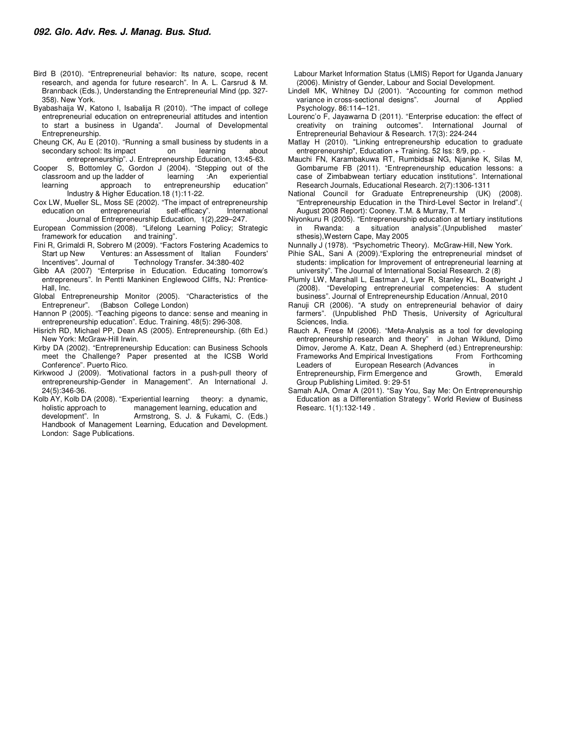Bird B (2010). "Entrepreneurial behavior: Its nature, scope, recent research, and agenda for future research". In A. L. Carsrud & M. Brannback (Eds.), Understanding the Entrepreneurial Mind (pp. 327-358). New York.

Byabashaija W, Katono I, Isabalija R (2010). "The impact of college entrepreneurial education on entrepreneurial attitudes and intention to start a business in Uganda". Journal of Developmental Entrepreneurship.

Cheung CK, Au E (2010). "Running a small business by students in a secondary school: Its impact on learning about entrepreneurship". J. Entrepreneurship Education, 13:45-63.

Cooper S, Bottomley C, Gordon J (2004). "Stepping out of the classroom and up the ladder of learning :An experiential learning approach to entrepreneurship education" Industry & Higher Education.18 (1):11-22.

Cox LW, Mueller SL, Moss SE (2002). "The impact of entrepreneurship education on entrepreneurial self-efficacy". International Journal of Entrepreneurship Education, 1(2),229–247.

European Commission (2008). "Lifelong Learning Policy; Strategic framework for education and training".

Fini R, Grimaldi R, Sobrero M (2009). "Factors Fostering Academics to Start up New Ventures: an Assessment of Italian Founders' Incentives". Journal of Technology Transfer. 34:380-402

Gibb AA (2007) "Enterprise in Education. Educating tomorrow's entrepreneurs". In Pentti Mankinen Englewood Cliffs, NJ: Prentice-Hall, Inc.

Global Entrepreneurship Monitor (2005). "Characteristics of the Entrepreneur". (Babson College London)

Hannon P (2005). "Teaching pigeons to dance: sense and meaning in entrepreneurship education". Educ. Training. 48(5): 296-308.

Hisrich RD, Michael PP, Dean AS (2005). Entrepreneurship. (6th Ed.) New York: McGraw-Hill Irwin.

Kirby DA (2002). "Entrepreneurship Education: can Business Schools meet the Challenge? Paper presented at the ICSB World Conference". Puerto Rico.

Kirkwood J (2009). "Motivational factors in a push-pull theory of entrepreneurship-Gender in Management". An International J. 24(5):346-36.

Kolb AY, Kolb DA (2008). "Experiential learning theory: a dynamic, holistic approach to management learning, education and development". In Armstrong, S. J. & Fukami, C. (Eds.) Handbook of Management Learning, Education and Development. London: Sage Publications.

Labour Market Information Status (LMIS) Report for Uganda January (2006). Ministry of Gender, Labour and Social Development.

Lindell MK, Whitney DJ (2001). "Accounting for common method variance in cross-sectional designs". Journal of Applied Psychology. 86:114–121.

Lourenc'o F, Jayawarna D (2011). "Enterprise education: the effect of creativity on training outcomes". International Journal of Entrepreneurial Behaviour & Research. 17(3): 224-244

Matlay H (2010). "Linking entrepreneurship education to graduate entrepreneurship", Education + Training. 52 Iss: 8/9, pp. -

Mauchi FN, Karambakuwa RT, Rumbidsai NG, Njanike K, Silas M, Gombarume FB (2011). "Entrepreneurship education lessons: a case of Zimbabwean tertiary education institutions". International Research Journals, Educational Research. 2(7):1306-1311

National Council for Graduate Entrepreneurship (UK) (2008). "Entrepreneurship Education in the Third-Level Sector in Ireland".( August 2008 Report): Cooney. T.M. & Murray, T. M

Niyonkuru R (2005). "Entrepreneurship education at tertiary institutions in Rwanda: a situation analysis".(Unpublished master' sthesis),Western Cape, May 2005

Nunnally J (1978). "Psychometric Theory). McGraw-Hill, New York.

Pihie SAL, Sani A (2009)."Exploring the entrepreneurial mindset of students: implication for Improvement of entrepreneurial learning at university". The Journal of International Social Research. 2 (8)

Plumly LW, Marshall L, Eastman J, Lyer R, Stanley KL, Boatwright J (2008). "Developing entrepreneurial competencies: A student business". Journal of Entrepreneurship Education /Annual, 2010

Ranuji CR (2006). "A study on entrepreneurial behavior of dairy farmers". (Unpublished PhD Thesis, University of Agricultural Sciences, India.

Rauch A, Frese M (2006). "Meta-Analysis as a tool for developing entrepreneurship research and theory" in Johan Wiklund, Dimo Dimov, Jerome A. Katz, Dean A. Shepherd (ed.) Entrepreneurship: Frameworks And Empirical Investigations From Forthcoming Leaders of European Research (Advances in Entrepreneurship, Firm Emergence and Growth, Emerald Group Publishing Limited. 9: 29-51

Samah AJA, Omar A (2011). "Say You, Say Me: On Entrepreneurship Education as a Differentiation Strategy". World Review of Business Researc. 1(1):132-149 .